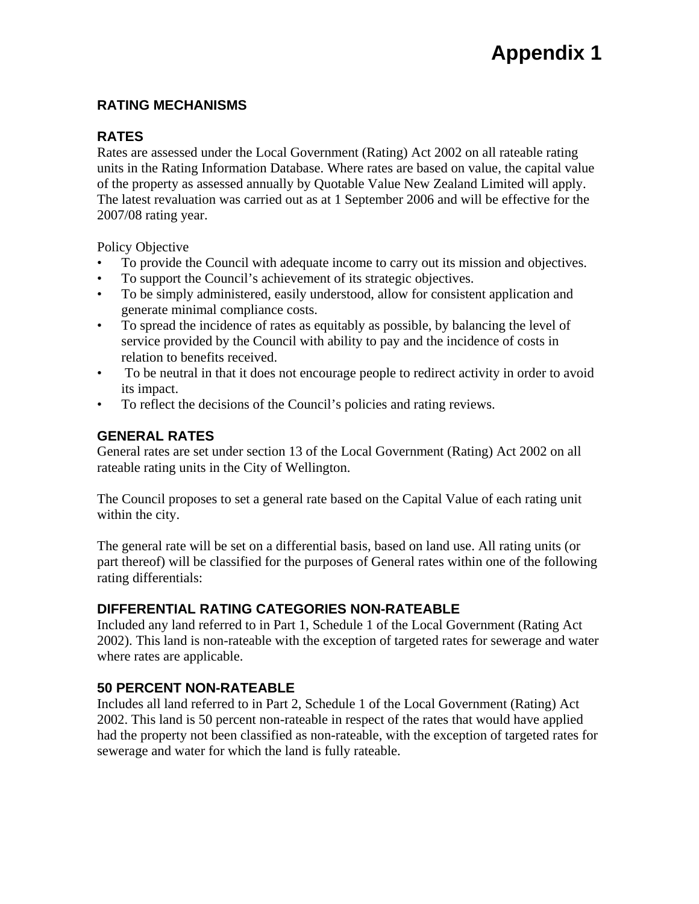# Appendix 1

## RATING MECHANISMS

## RATES

Rates are assessed under the Local Government (Rating) Act 2002 on all rateable rating units in the Rating Information Database. Where rates are based on value, the capital value of the property as assessed annually by Quotable Value New Zealand Limited will apply. The latest revaluation was carried out as at 1 September 2006 and will be effective for the 2007/08 rating year.

Policy Objective

- To provide the Council with adequate income to carry out its mission and objectives.
- To support the Council's achievement of its strategic objectives.
- To be simply administered, easily understood, allow for consistent application and generate minimal compliance costs.
- To spread the incidence of rates as equitably as possible, by balancing the level of service provided by the Council with ability to pay and the incidence of costs in relation to benefits received.
- To be neutral in that it does not encourage people to redirect activity in order to avoid its impact.
- To reflect the decisions of the Council's policies and rating reviews.

## GENERAL RATES

General rates are set under section 13 of the Local Government (Rating) Act 2002 on all rateable rating units in the City of Wellington.

The Council proposes to set a general rate based on the Capital Value of each rating unit within the city.

The general rate will be set on a differential basis, based on land use. All rating units (or part thereof) will be classified for the purposes of General rates within one of the following rating differentials:

## DIFFERENTIAL RATING CATEGORIES NON-RATEABLE

Included any land referred to in Part 1, Schedule 1 of the Local Government (Rating Act 2002). This land is non-rateable with the exception of targeted rates for sewerage and water where rates are applicable.

## 50 PERCENT NON-RATEABLE

Includes all land referred to in Part 2, Schedule 1 of the Local Government (Rating) Act 2002. This land is 50 percent non-rateable in respect of the rates that would have applied had the property not been classified as non-rateable, with the exception of targeted rates for sewerage and water for which the land is fully rateable.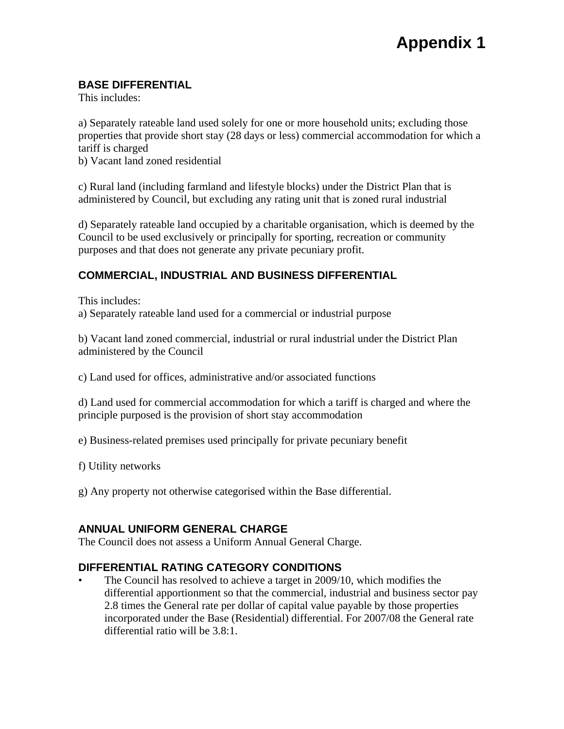# Appendix 1

### BASE DIFFERENTIAL

This includes:

a) Separately rateable land used solely for one or more household units; excluding those properties that provide short stay (28 days or less) commercial accommodation for which a tariff is charged

b) Vacant land zoned residential

c) Rural land (including farmland and lifestyle blocks) under the District Plan that is administered by Council, but excluding any rating unit that is zoned rural industrial

d) Separately rateable land occupied by a charitable organisation, which is deemed by the Council to be used exclusively or principally for sporting, recreation or community purposes and that does not generate any private pecuniary profit.

### COMMERCIAL, INDUSTRIAL AND BUSINESS DIFFERENTIAL

This includes:

a) Separately rateable land used for a commercial or industrial purpose

b) Vacant land zoned commercial, industrial or rural industrial under the District Plan administered by the Council

c) Land used for offices, administrative and/or associated functions

d) Land used for commercial accommodation for which a tariff is charged and where the principle purposed is the provision of short stay accommodation

e) Business-related premises used principally for private pecuniary benefit

f) Utility networks

g) Any property not otherwise categorised within the Base differential.

### ANNUAL UNIFORM GENERAL CHARGE

The Council does not assess a Uniform Annual General Charge.

### DIFFERENTIAL RATING CATEGORY CONDITIONS

- The Council has resolved to achieve a target in 2009/10, which modifies the differential apportionment so that the commercial, industrial and business sector pay 2.8 times the General rate per dollar of capital value payable by those properties incorporated under the Base (Residential) differential. For 2007/08 the General rate differential ratio will be 3.8:1.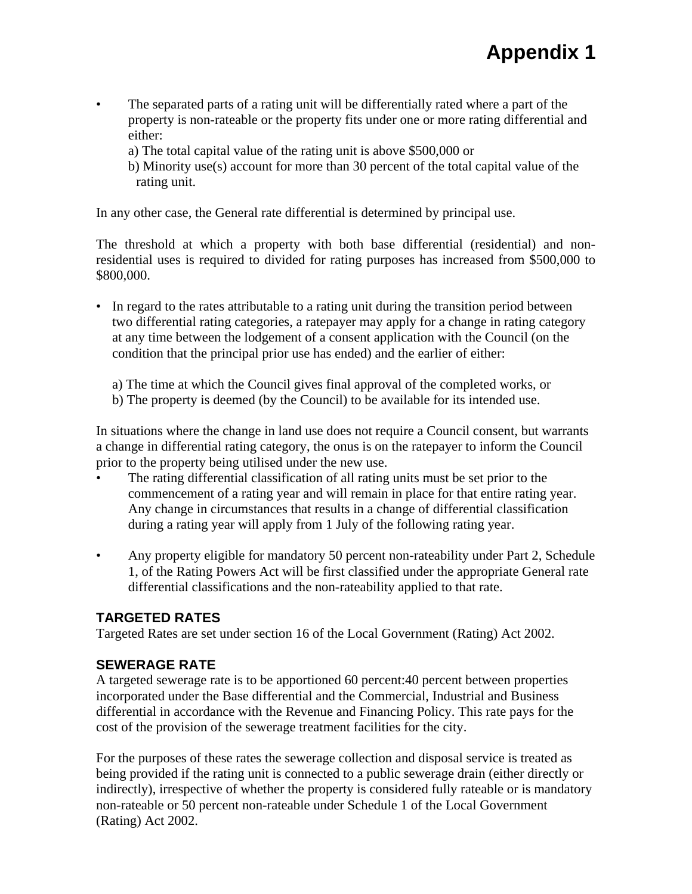# Appendix 1

- The separated parts of a rating unit will be differentially rated where a part of the property is non-rateable or the property fits under one or more rating differential and either:

  a) The total capital value of the rating unit is above $500,000 or

  b) Minority use(s) account for more than 30 percent of the total capital value of the rating unit.

In any other case, the General rate differential is determined by principal use.

The threshold at which a property with both base differential (residential) and non-residential uses is required to divided for rating purposes has increased from $500,000 to $800,000.

- In regard to the rates attributable to a rating unit during the transition period between two differential rating categories, a ratepayer may apply for a change in rating category at any time between the lodgement of a consent application with the Council (on the condition that the principal prior use has ended) and the earlier of either:

  a) The time at which the Council gives final approval of the completed works, or

  b) The property is deemed (by the Council) to be available for its intended use.

In situations where the change in land use does not require a Council consent, but warrants a change in differential rating category, the onus is on the ratepayer to inform the Council prior to the property being utilised under the new use.

- The rating differential classification of all rating units must be set prior to the commencement of a rating year and will remain in place for that entire rating year. Any change in circumstances that results in a change of differential classification during a rating year will apply from 1 July of the following rating year.

- Any property eligible for mandatory 50 percent non-rateability under Part 2, Schedule 1, of the Rating Powers Act will be first classified under the appropriate General rate differential classifications and the non-rateability applied to that rate.

### TARGETED RATES

Targeted Rates are set under section 16 of the Local Government (Rating) Act 2002.

### SEWERAGE RATE

A targeted sewerage rate is to be apportioned 60 percent:40 percent between properties incorporated under the Base differential and the Commercial, Industrial and Business differential in accordance with the Revenue and Financing Policy. This rate pays for the cost of the provision of the sewerage treatment facilities for the city.

For the purposes of these rates the sewerage collection and disposal service is treated as being provided if the rating unit is connected to a public sewerage drain (either directly or indirectly), irrespective of whether the property is considered fully rateable or is mandatory non-rateable or 50 percent non-rateable under Schedule 1 of the Local Government (Rating) Act 2002.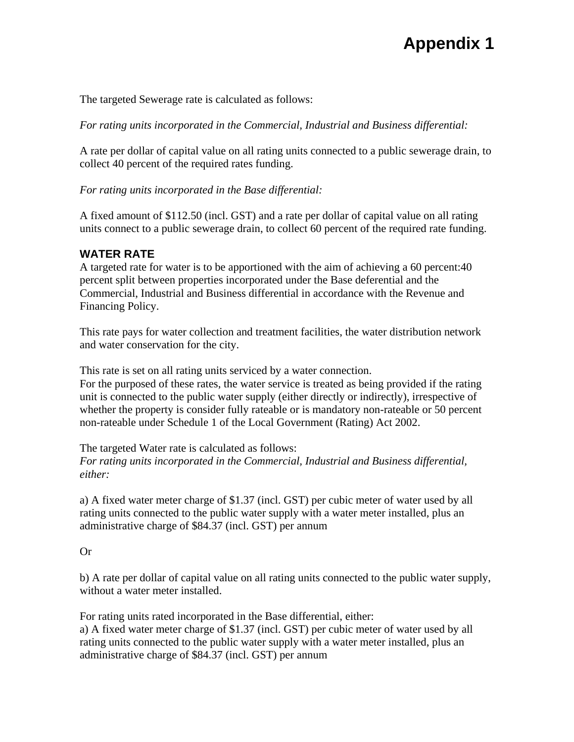# Appendix 1

The targeted Sewerage rate is calculated as follows:

*For rating units incorporated in the Commercial, Industrial and Business differential:*

A rate per dollar of capital value on all rating units connected to a public sewerage drain, to collect 40 percent of the required rates funding.

*For rating units incorporated in the Base differential:*

A fixed amount of $112.50 (incl. GST) and a rate per dollar of capital value on all rating units connect to a public sewerage drain, to collect 60 percent of the required rate funding.

### WATER RATE

A targeted rate for water is to be apportioned with the aim of achieving a 60 percent:40 percent split between properties incorporated under the Base deferential and the Commercial, Industrial and Business differential in accordance with the Revenue and Financing Policy.

This rate pays for water collection and treatment facilities, the water distribution network and water conservation for the city.

This rate is set on all rating units serviced by a water connection.
For the purposed of these rates, the water service is treated as being provided if the rating unit is connected to the public water supply (either directly or indirectly), irrespective of whether the property is consider fully rateable or is mandatory non-rateable or 50 percent non-rateable under Schedule 1 of the Local Government (Rating) Act 2002.

The targeted Water rate is calculated as follows:
*For rating units incorporated in the Commercial, Industrial and Business differential, either:*

a) A fixed water meter charge of $1.37 (incl. GST) per cubic meter of water used by all rating units connected to the public water supply with a water meter installed, plus an administrative charge of $84.37 (incl. GST) per annum

Or

b) A rate per dollar of capital value on all rating units connected to the public water supply, without a water meter installed.

For rating units rated incorporated in the Base differential, either:
a) A fixed water meter charge of $1.37 (incl. GST) per cubic meter of water used by all rating units connected to the public water supply with a water meter installed, plus an administrative charge of $84.37 (incl. GST) per annum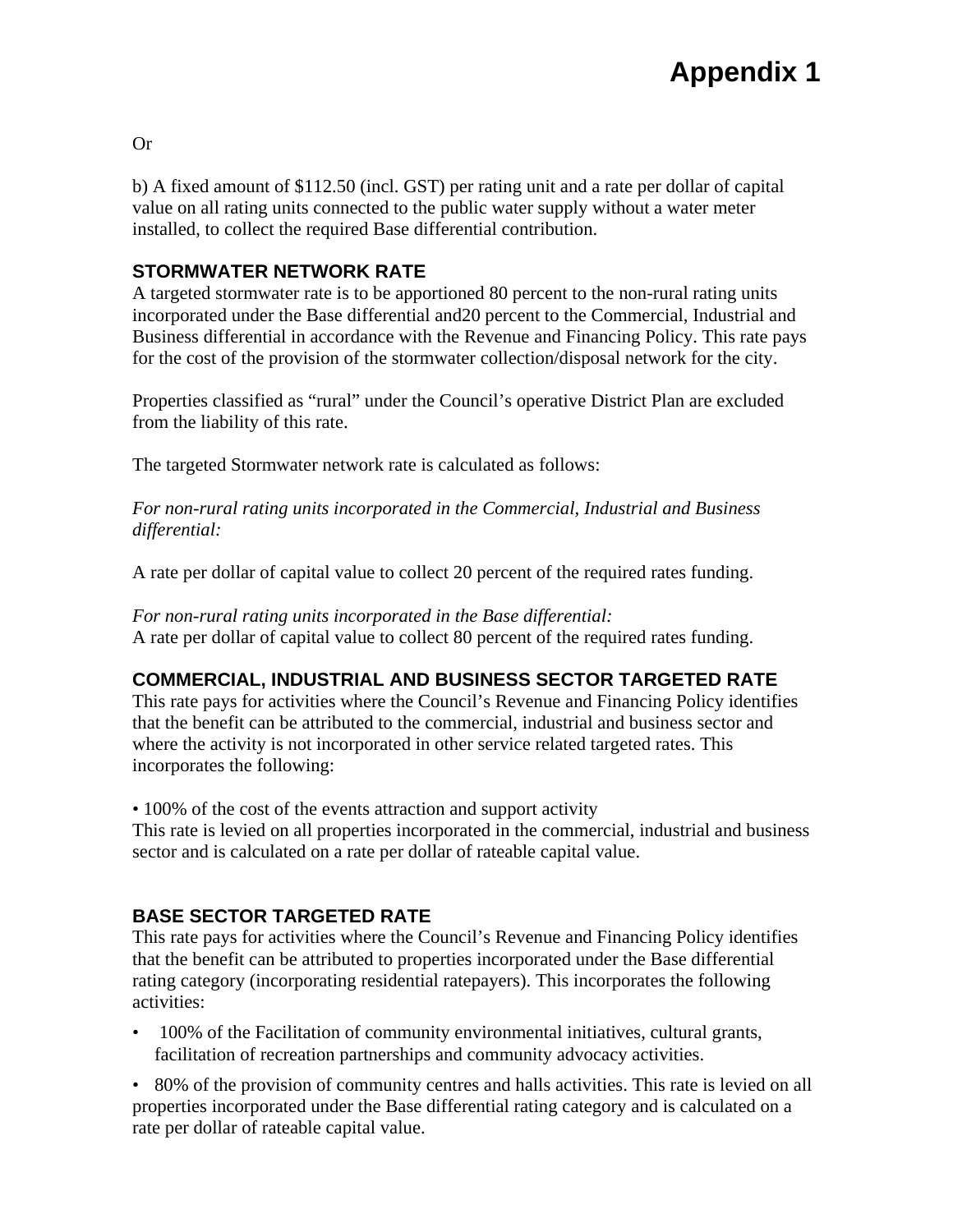Or

b) A fixed amount of $112.50 (incl. GST) per rating unit and a rate per dollar of capital value on all rating units connected to the public water supply without a water meter installed, to collect the required Base differential contribution.

### STORMWATER NETWORK RATE

A targeted stormwater rate is to be apportioned 80 percent to the non-rural rating units incorporated under the Base differential and20 percent to the Commercial, Industrial and Business differential in accordance with the Revenue and Financing Policy. This rate pays for the cost of the provision of the stormwater collection/disposal network for the city.

Properties classified as "rural" under the Council's operative District Plan are excluded from the liability of this rate.

The targeted Stormwater network rate is calculated as follows:

*For non-rural rating units incorporated in the Commercial, Industrial and Business differential:*

A rate per dollar of capital value to collect 20 percent of the required rates funding.

*For non-rural rating units incorporated in the Base differential:*
A rate per dollar of capital value to collect 80 percent of the required rates funding.

### COMMERCIAL, INDUSTRIAL AND BUSINESS SECTOR TARGETED RATE

This rate pays for activities where the Council's Revenue and Financing Policy identifies that the benefit can be attributed to the commercial, industrial and business sector and where the activity is not incorporated in other service related targeted rates. This incorporates the following:

• 100% of the cost of the events attraction and support activity
This rate is levied on all properties incorporated in the commercial, industrial and business sector and is calculated on a rate per dollar of rateable capital value.

### BASE SECTOR TARGETED RATE

This rate pays for activities where the Council's Revenue and Financing Policy identifies that the benefit can be attributed to properties incorporated under the Base differential rating category (incorporating residential ratepayers). This incorporates the following activities:

- 100% of the Facilitation of community environmental initiatives, cultural grants, facilitation of recreation partnerships and community advocacy activities.
- 80% of the provision of community centres and halls activities. This rate is levied on all properties incorporated under the Base differential rating category and is calculated on a rate per dollar of rateable capital value.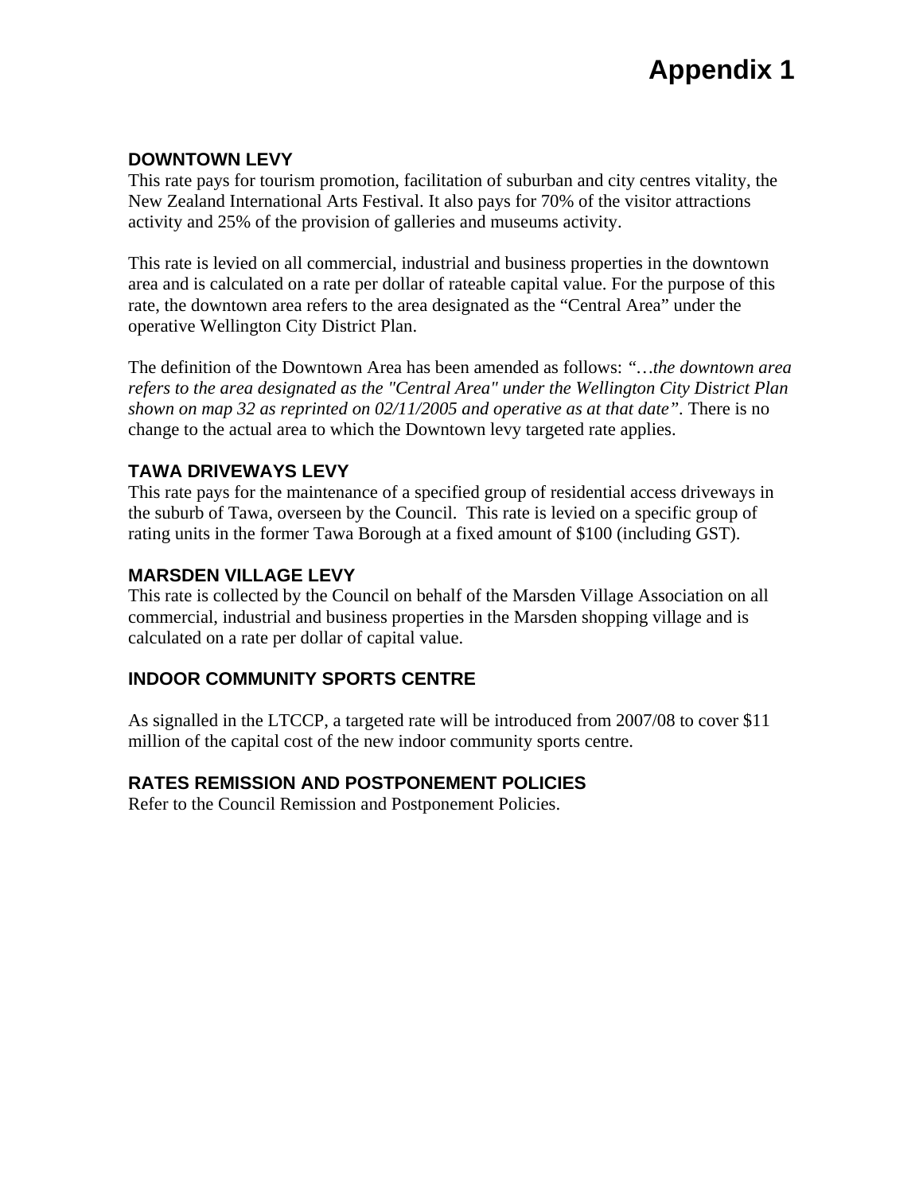# Appendix 1

### DOWNTOWN LEVY

This rate pays for tourism promotion, facilitation of suburban and city centres vitality, the New Zealand International Arts Festival. It also pays for 70% of the visitor attractions activity and 25% of the provision of galleries and museums activity.

This rate is levied on all commercial, industrial and business properties in the downtown area and is calculated on a rate per dollar of rateable capital value. For the purpose of this rate, the downtown area refers to the area designated as the "Central Area" under the operative Wellington City District Plan.

The definition of the Downtown Area has been amended as follows: *"…the downtown area refers to the area designated as the "Central Area" under the Wellington City District Plan shown on map 32 as reprinted on 02/11/2005 and operative as at that date"*. There is no change to the actual area to which the Downtown levy targeted rate applies.

### TAWA DRIVEWAYS LEVY

This rate pays for the maintenance of a specified group of residential access driveways in the suburb of Tawa, overseen by the Council. This rate is levied on a specific group of rating units in the former Tawa Borough at a fixed amount of $100 (including GST).

### MARSDEN VILLAGE LEVY

This rate is collected by the Council on behalf of the Marsden Village Association on all commercial, industrial and business properties in the Marsden shopping village and is calculated on a rate per dollar of capital value.

### INDOOR COMMUNITY SPORTS CENTRE

As signalled in the LTCCP, a targeted rate will be introduced from 2007/08 to cover $11 million of the capital cost of the new indoor community sports centre.

### RATES REMISSION AND POSTPONEMENT POLICIES

Refer to the Council Remission and Postponement Policies.